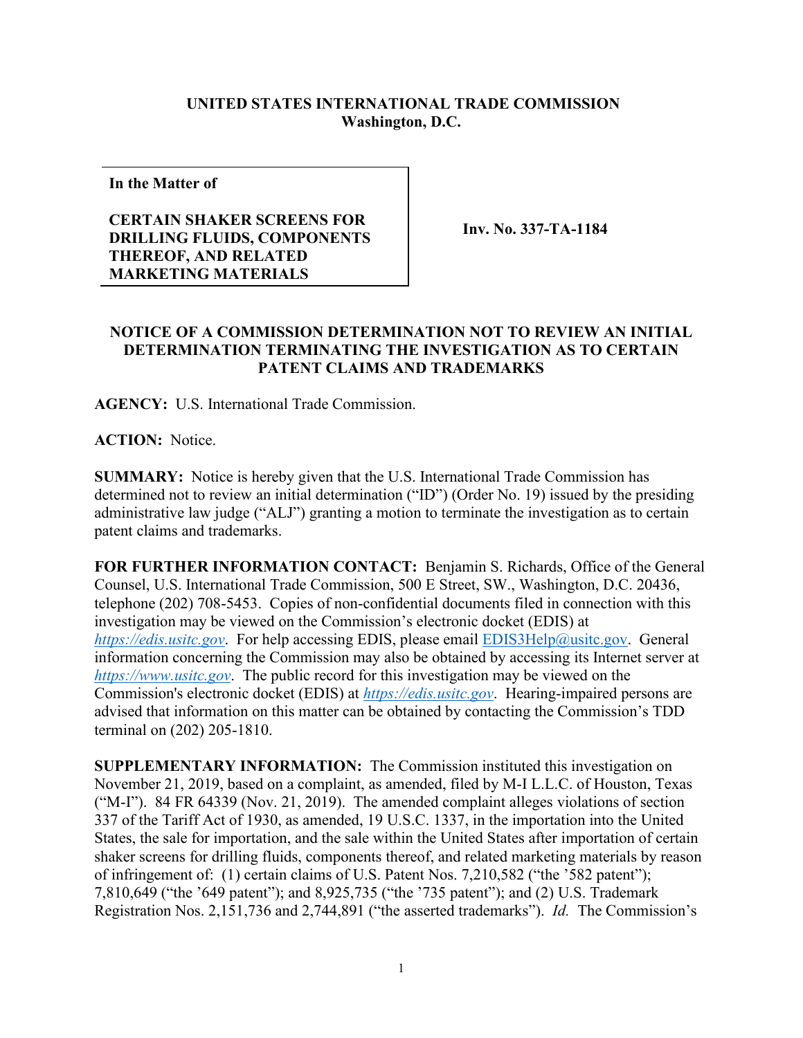**UNITED STATES INTERNATIONAL TRADE COMMISSION**
**Washington, D.C.**

| **In the Matter of**<br><br>**CERTAIN SHAKER SCREENS FOR DRILLING FLUIDS, COMPONENTS THEREOF, AND RELATED MARKETING MATERIALS** | **Inv. No. 337-TA-1184** |
|---|---|

**NOTICE OF A COMMISSION DETERMINATION NOT TO REVIEW AN INITIAL DETERMINATION TERMINATING THE INVESTIGATION AS TO CERTAIN PATENT CLAIMS AND TRADEMARKS**

**AGENCY:** U.S. International Trade Commission.

**ACTION:** Notice.

**SUMMARY:** Notice is hereby given that the U.S. International Trade Commission has determined not to review an initial determination ("ID") (Order No. 19) issued by the presiding administrative law judge ("ALJ") granting a motion to terminate the investigation as to certain patent claims and trademarks.

**FOR FURTHER INFORMATION CONTACT:** Benjamin S. Richards, Office of the General Counsel, U.S. International Trade Commission, 500 E Street, SW., Washington, D.C. 20436, telephone (202) 708-5453. Copies of non-confidential documents filed in connection with this investigation may be viewed on the Commission's electronic docket (EDIS) at *https://edis.usitc.gov*. For help accessing EDIS, please email EDIS3Help@usitc.gov. General information concerning the Commission may also be obtained by accessing its Internet server at *https://www.usitc.gov*. The public record for this investigation may be viewed on the Commission's electronic docket (EDIS) at *https://edis.usitc.gov*. Hearing-impaired persons are advised that information on this matter can be obtained by contacting the Commission's TDD terminal on (202) 205-1810.

**SUPPLEMENTARY INFORMATION:** The Commission instituted this investigation on November 21, 2019, based on a complaint, as amended, filed by M-I L.L.C. of Houston, Texas ("M-I"). 84 FR 64339 (Nov. 21, 2019). The amended complaint alleges violations of section 337 of the Tariff Act of 1930, as amended, 19 U.S.C. 1337, in the importation into the United States, the sale for importation, and the sale within the United States after importation of certain shaker screens for drilling fluids, components thereof, and related marketing materials by reason of infringement of: (1) certain claims of U.S. Patent Nos. 7,210,582 ("the '582 patent"); 7,810,649 ("the '649 patent"); and 8,925,735 ("the '735 patent"); and (2) U.S. Trademark Registration Nos. 2,151,736 and 2,744,891 ("the asserted trademarks"). *Id.* The Commission's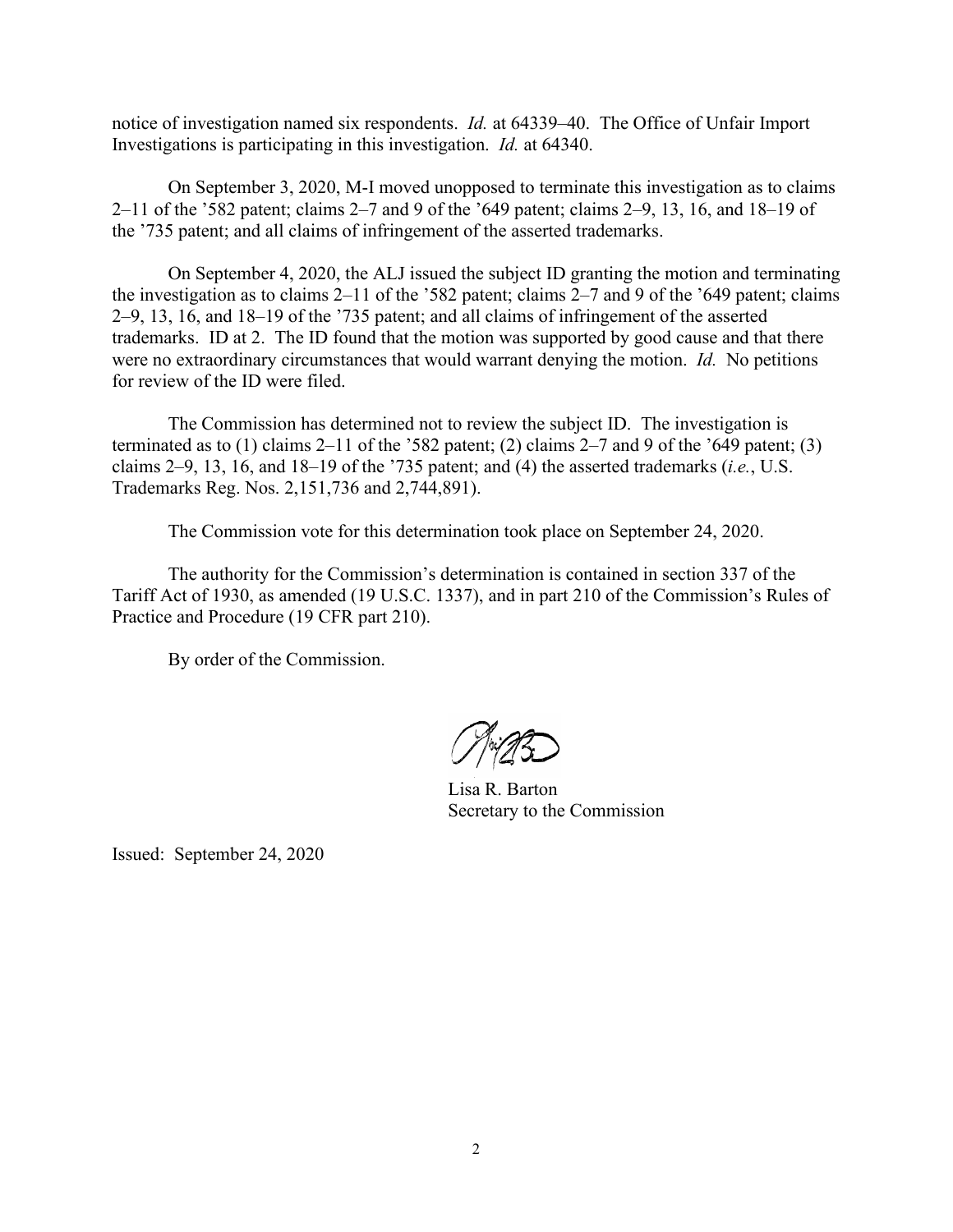notice of investigation named six respondents. *Id.* at 64339–40. The Office of Unfair Import Investigations is participating in this investigation. *Id.* at 64340.

On September 3, 2020, M-I moved unopposed to terminate this investigation as to claims 2–11 of the '582 patent; claims 2–7 and 9 of the '649 patent; claims 2–9, 13, 16, and 18–19 of the '735 patent; and all claims of infringement of the asserted trademarks.

On September 4, 2020, the ALJ issued the subject ID granting the motion and terminating the investigation as to claims 2–11 of the '582 patent; claims 2–7 and 9 of the '649 patent; claims 2–9, 13, 16, and 18–19 of the '735 patent; and all claims of infringement of the asserted trademarks. ID at 2. The ID found that the motion was supported by good cause and that there were no extraordinary circumstances that would warrant denying the motion. *Id.* No petitions for review of the ID were filed.

The Commission has determined not to review the subject ID. The investigation is terminated as to (1) claims 2–11 of the '582 patent; (2) claims 2–7 and 9 of the '649 patent; (3) claims 2–9, 13, 16, and 18–19 of the '735 patent; and (4) the asserted trademarks (*i.e.*, U.S. Trademarks Reg. Nos. 2,151,736 and 2,744,891).

The Commission vote for this determination took place on September 24, 2020.

The authority for the Commission's determination is contained in section 337 of the Tariff Act of 1930, as amended (19 U.S.C. 1337), and in part 210 of the Commission's Rules of Practice and Procedure (19 CFR part 210).

By order of the Commission.

Lisa R. Barton
Secretary to the Commission

Issued: September 24, 2020